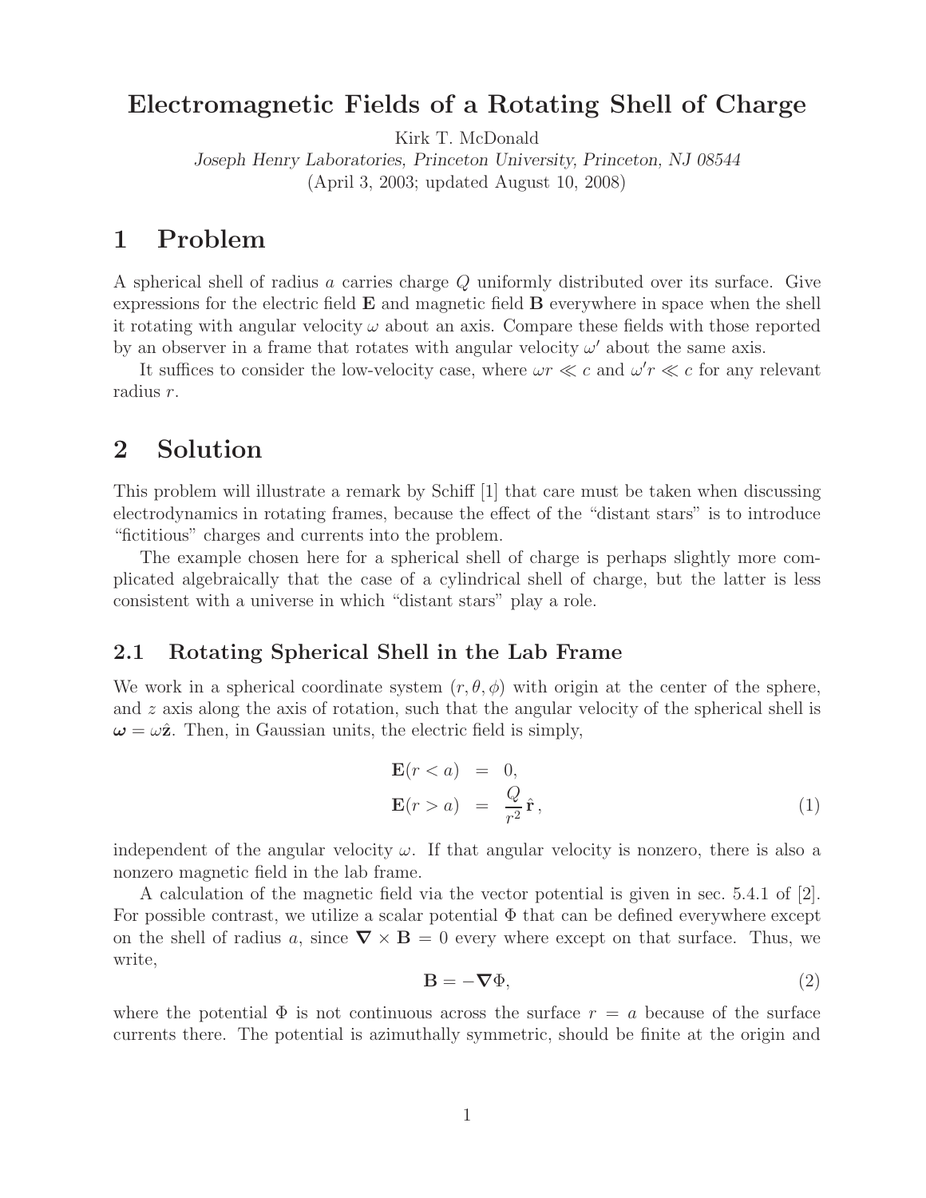# Electromagnetic Fields of a Rotating Shell of Charge

Kirk T. McDonald

*Joseph Henry Laboratories, Princeton University, Princeton, NJ 08544*

(April 3, 2003; updated August 10, 2008)

## 1 Problem

A spherical shell of radius $a$ carries charge $Q$ uniformly distributed over its surface. Give expressions for the electric field $\mathbf{E}$ and magnetic field $\mathbf{B}$ everywhere in space when the shell it rotating with angular velocity $\omega$ about an axis. Compare these fields with those reported by an observer in a frame that rotates with angular velocity $\omega'$ about the same axis.

It suffices to consider the low-velocity case, where $\omega r \ll c$ and $\omega' r \ll c$ for any relevant radius $r$.

## 2 Solution

This problem will illustrate a remark by Schiff [1] that care must be taken when discussing electrodynamics in rotating frames, because the effect of the "distant stars" is to introduce "fictitious" charges and currents into the problem.

The example chosen here for a spherical shell of charge is perhaps slightly more complicated algebraically that the case of a cylindrical shell of charge, but the latter is less consistent with a universe in which "distant stars" play a role.

### 2.1 Rotating Spherical Shell in the Lab Frame

We work in a spherical coordinate system $(r, \theta, \phi)$ with origin at the center of the sphere, and $z$ axis along the axis of rotation, such that the angular velocity of the spherical shell is $\boldsymbol{\omega} = \omega \hat{\mathbf{z}}$. Then, in Gaussian units, the electric field is simply,

$$
\begin{aligned}
\mathbf{E}(r < a) &= 0, \\
\mathbf{E}(r > a) &= \frac{Q}{r^2}\,\hat{\mathbf{r}}\,,
\end{aligned}
\tag{1}
$$

independent of the angular velocity $\omega$. If that angular velocity is nonzero, there is also a nonzero magnetic field in the lab frame.

A calculation of the magnetic field via the vector potential is given in sec. 5.4.1 of [2]. For possible contrast, we utilize a scalar potential $\Phi$ that can be defined everywhere except on the shell of radius $a$, since $\boldsymbol{\nabla} \times \mathbf{B} = 0$ every where except on that surface. Thus, we write,

$$
\mathbf{B} = -\boldsymbol{\nabla}\Phi,
\tag{2}
$$

where the potential $\Phi$ is not continuous across the surface $r = a$ because of the surface currents there. The potential is azimuthally symmetric, should be finite at the origin and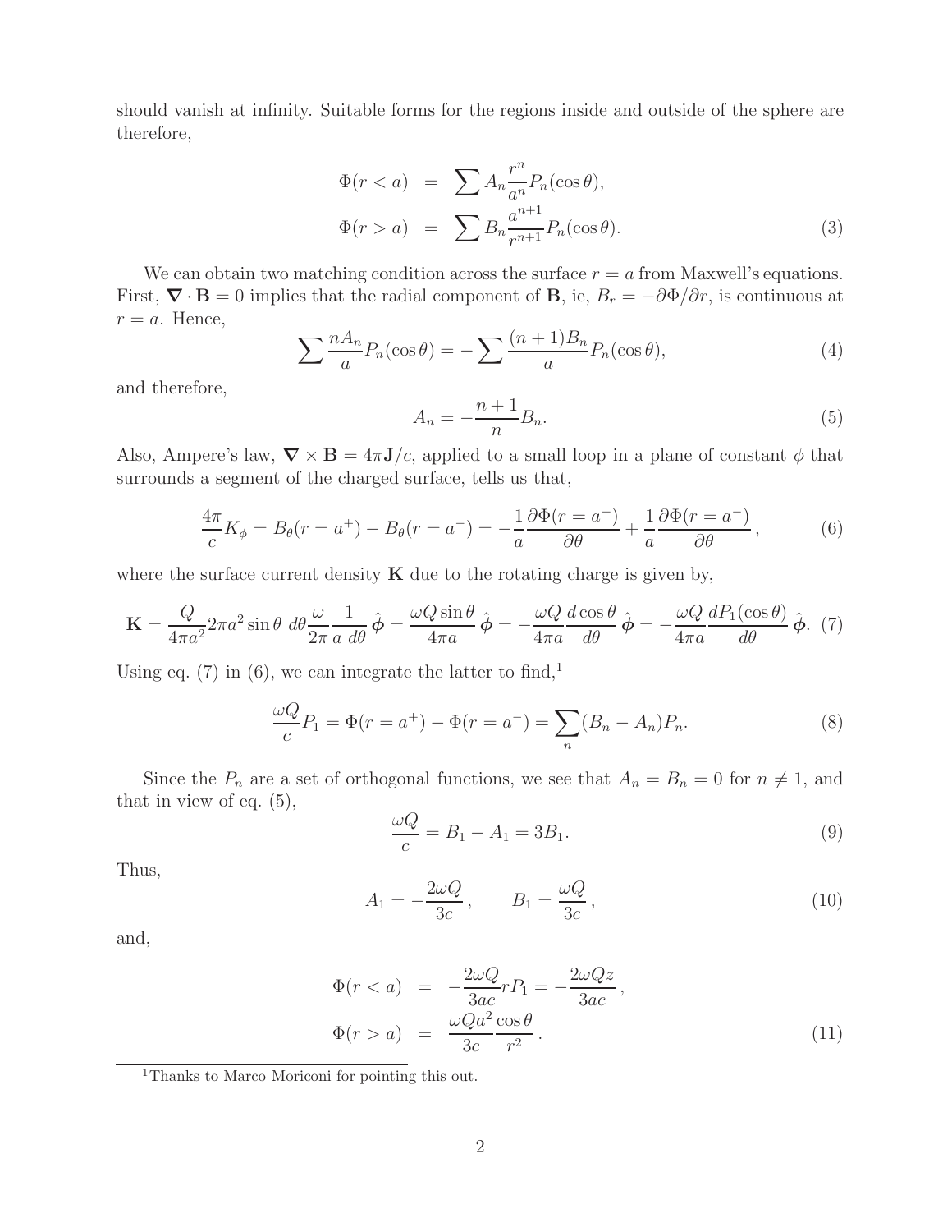should vanish at infinity. Suitable forms for the regions inside and outside of the sphere are therefore,

$$
\begin{aligned}
\Phi(r < a) &= \sum A_n \frac{r^n}{a^n} P_n(\cos\theta), \\
\Phi(r > a) &= \sum B_n \frac{a^{n+1}}{r^{n+1}} P_n(\cos\theta).
\end{aligned}
\tag{3}
$$

We can obtain two matching condition across the surface $r = a$ from Maxwell's equations. First, $\boldsymbol{\nabla} \cdot \mathbf{B} = 0$ implies that the radial component of $\mathbf{B}$, ie, $B_r = -\partial\Phi/\partial r$, is continuous at $r = a$. Hence,

$$
\sum \frac{n A_n}{a} P_n(\cos\theta) = -\sum \frac{(n+1)B_n}{a} P_n(\cos\theta),
\tag{4}
$$

and therefore,

$$
A_n = -\frac{n+1}{n} B_n.
\tag{5}
$$

Also, Ampere's law, $\boldsymbol{\nabla} \times \mathbf{B} = 4\pi\mathbf{J}/c$, applied to a small loop in a plane of constant $\phi$ that surrounds a segment of the charged surface, tells us that,

$$
\frac{4\pi}{c} K_\phi = B_\theta(r = a^+) - B_\theta(r = a^-) = -\frac{1}{a}\frac{\partial\Phi(r = a^+)}{\partial\theta} + \frac{1}{a}\frac{\partial\Phi(r = a^-)}{\partial\theta},
\tag{6}
$$

where the surface current density $\mathbf{K}$ due to the rotating charge is given by,

$$
\mathbf{K} = \frac{Q}{4\pi a^2} 2\pi a^2 \sin\theta \; d\theta \frac{\omega}{2\pi} \frac{1}{a \; d\theta} \,\hat{\boldsymbol{\phi}} = \frac{\omega Q \sin\theta}{4\pi a} \,\hat{\boldsymbol{\phi}} = -\frac{\omega Q}{4\pi a}\frac{d\cos\theta}{d\theta} \,\hat{\boldsymbol{\phi}} = -\frac{\omega Q}{4\pi a}\frac{dP_1(\cos\theta)}{d\theta} \,\hat{\boldsymbol{\phi}}.
\tag{7}
$$

Using eq. (7) in (6), we can integrate the latter to find,[1]

$$
\frac{\omega Q}{c} P_1 = \Phi(r = a^+) - \Phi(r = a^-) = \sum_n (B_n - A_n) P_n.
\tag{8}
$$

Since the $P_n$ are a set of orthogonal functions, we see that $A_n = B_n = 0$ for $n \neq 1$, and that in view of eq. (5),

$$
\frac{\omega Q}{c} = B_1 - A_1 = 3B_1.
\tag{9}
$$

Thus,

$$
A_1 = -\frac{2\omega Q}{3c}, \qquad B_1 = \frac{\omega Q}{3c},
\tag{10}
$$

and,

$$
\begin{aligned}
\Phi(r < a) &= -\frac{2\omega Q}{3ac} r P_1 = -\frac{2\omega Q z}{3ac}, \\
\Phi(r > a) &= \frac{\omega Q a^2}{3c}\frac{\cos\theta}{r^2}.
\end{aligned}
\tag{11}
$$

[1] Thanks to Marco Moriconi for pointing this out.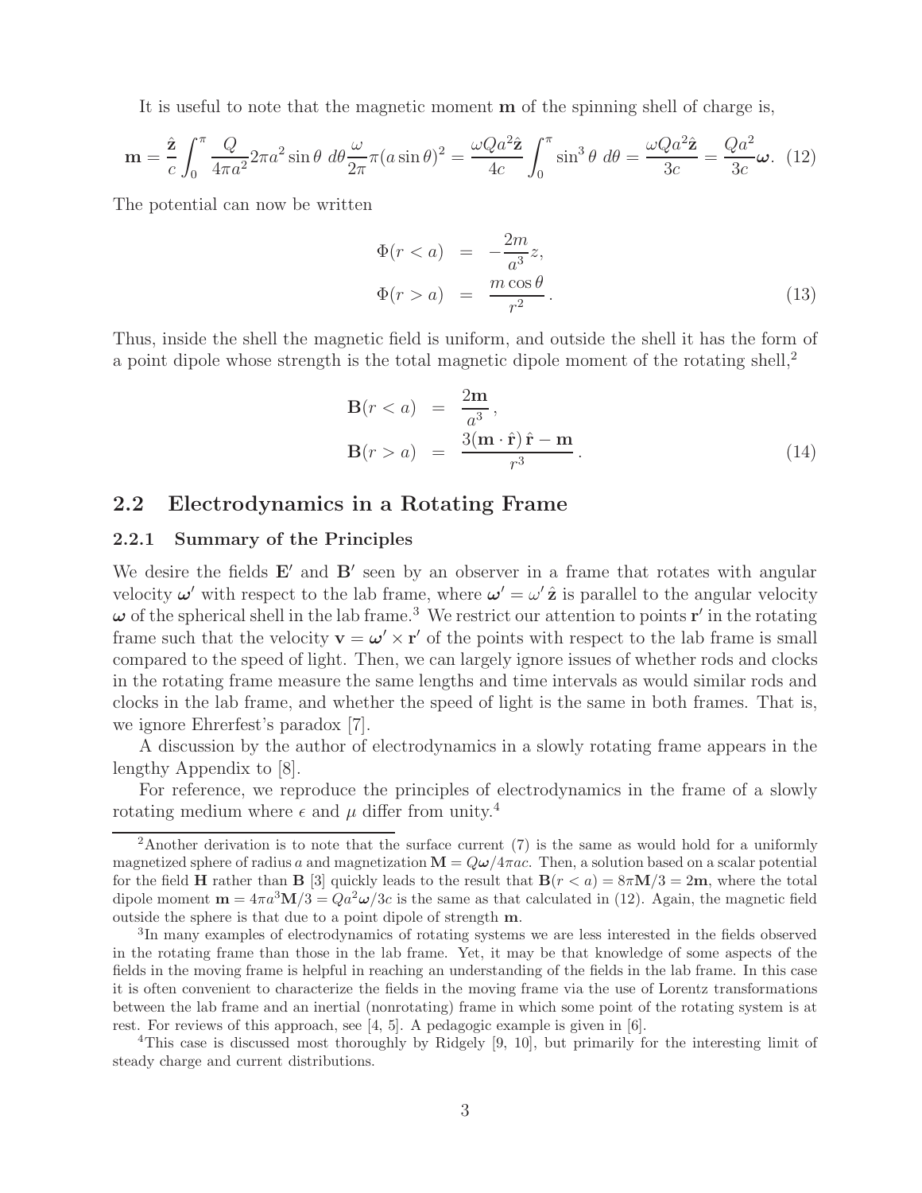It is useful to note that the magnetic moment $\mathbf{m}$ of the spinning shell of charge is,

$$\mathbf{m} = \frac{\hat{\mathbf{z}}}{c}\int_0^\pi \frac{Q}{4\pi a^2} 2\pi a^2 \sin\theta \, d\theta \frac{\omega}{2\pi}\pi(a\sin\theta)^2 = \frac{\omega Q a^2 \hat{\mathbf{z}}}{4c}\int_0^\pi \sin^3\theta \, d\theta = \frac{\omega Q a^2 \hat{\mathbf{z}}}{3c} = \frac{Qa^2}{3c}\boldsymbol{\omega}. \quad (12)$$

The potential can now be written

$$\begin{aligned} \Phi(r<a) &= -\frac{2m}{a^3} z, \\ \Phi(r>a) &= \frac{m\cos\theta}{r^2}. \end{aligned} \quad (13)$$

Thus, inside the shell the magnetic field is uniform, and outside the shell it has the form of a point dipole whose strength is the total magnetic dipole moment of the rotating shell,[2]

$$\begin{aligned} \mathbf{B}(r<a) &= \frac{2\mathbf{m}}{a^3}, \\ \mathbf{B}(r>a) &= \frac{3(\mathbf{m}\cdot\hat{\mathbf{r}})\,\hat{\mathbf{r}} - \mathbf{m}}{r^3}. \end{aligned} \quad (14)$$

## 2.2 Electrodynamics in a Rotating Frame

### 2.2.1 Summary of the Principles

We desire the fields $\mathbf{E}'$ and $\mathbf{B}'$ seen by an observer in a frame that rotates with angular velocity $\boldsymbol{\omega}'$ with respect to the lab frame, where $\boldsymbol{\omega}' = \omega'\,\hat{\mathbf{z}}$ is parallel to the angular velocity $\boldsymbol{\omega}$ of the spherical shell in the lab frame.[3] We restrict our attention to points $\mathbf{r}'$ in the rotating frame such that the velocity $\mathbf{v} = \boldsymbol{\omega}' \times \mathbf{r}'$ of the points with respect to the lab frame is small compared to the speed of light. Then, we can largely ignore issues of whether rods and clocks in the rotating frame measure the same lengths and time intervals as would similar rods and clocks in the lab frame, and whether the speed of light is the same in both frames. That is, we ignore Ehrerfest's paradox [7].

A discussion by the author of electrodynamics in a slowly rotating frame appears in the lengthy Appendix to [8].

For reference, we reproduce the principles of electrodynamics in the frame of a slowly rotating medium where $\epsilon$ and $\mu$ differ from unity.[4]

---

[2] Another derivation is to note that the surface current (7) is the same as would hold for a uniformly magnetized sphere of radius $a$ and magnetization $\mathbf{M} = Q\boldsymbol{\omega}/4\pi ac$. Then, a solution based on a scalar potential for the field $\mathbf{H}$ rather than $\mathbf{B}$ [3] quickly leads to the result that $\mathbf{B}(r<a) = 8\pi\mathbf{M}/3 = 2\mathbf{m}$, where the total dipole moment $\mathbf{m} = 4\pi a^3\mathbf{M}/3 = Qa^2\boldsymbol{\omega}/3c$ is the same as that calculated in (12). Again, the magnetic field outside the sphere is that due to a point dipole of strength $\mathbf{m}$.

[3] In many examples of electrodynamics of rotating systems we are less interested in the fields observed in the rotating frame than those in the lab frame. Yet, it may be that knowledge of some aspects of the fields in the moving frame is helpful in reaching an understanding of the fields in the lab frame. In this case it is often convenient to characterize the fields in the moving frame via the use of Lorentz transformations between the lab frame and an inertial (nonrotating) frame in which some point of the rotating system is at rest. For reviews of this approach, see [4, 5]. A pedagogic example is given in [6].

[4] This case is discussed most thoroughly by Ridgely [9, 10], but primarily for the interesting limit of steady charge and current distributions.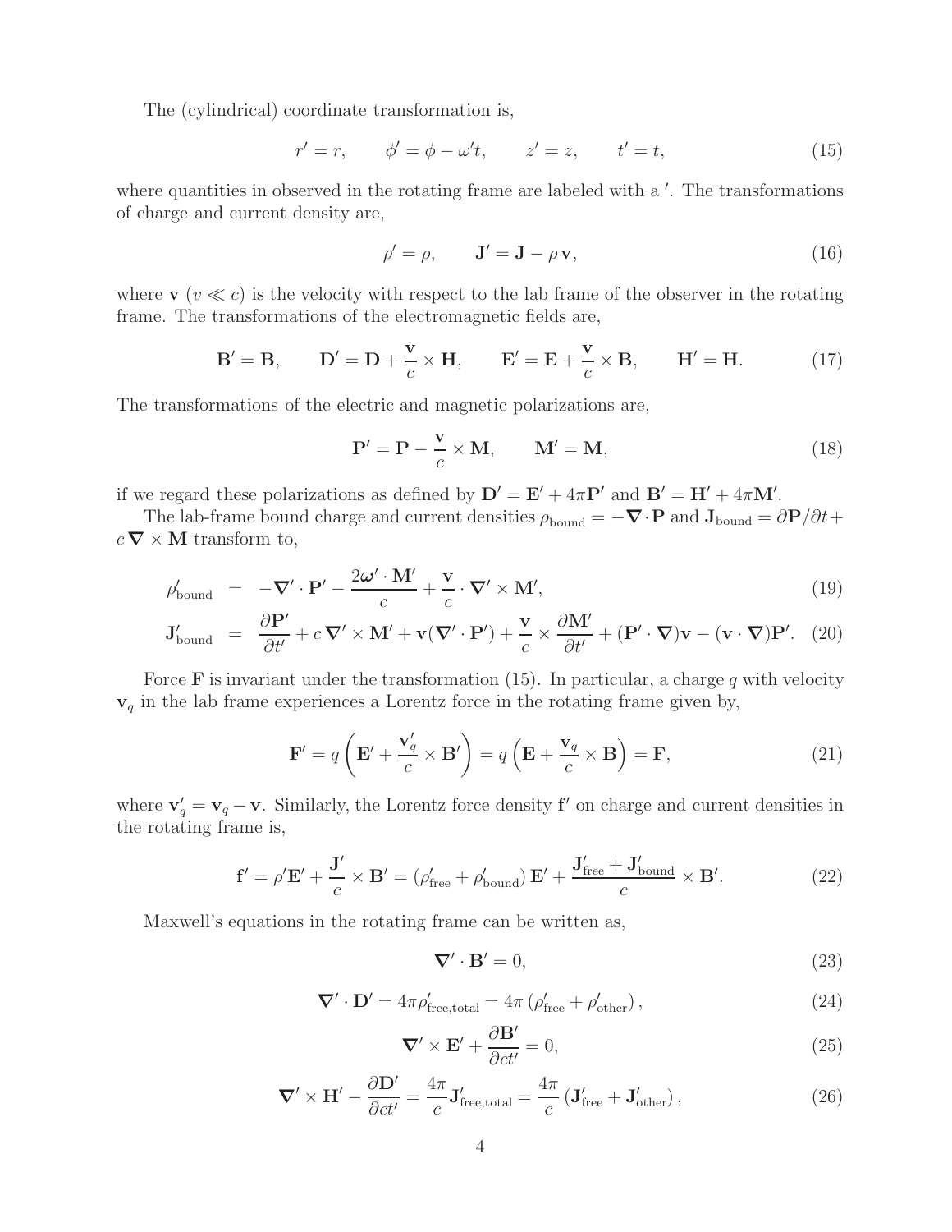The (cylindrical) coordinate transformation is,

$$r' = r, \qquad \phi' = \phi - \omega' t, \qquad z' = z, \qquad t' = t, \tag{15}$$

where quantities in observed in the rotating frame are labeled with a $'$. The transformations of charge and current density are,

$$\rho' = \rho, \qquad \mathbf{J}' = \mathbf{J} - \rho\,\mathbf{v}, \tag{16}$$

where $\mathbf{v}$ ($v \ll c$) is the velocity with respect to the lab frame of the observer in the rotating frame. The transformations of the electromagnetic fields are,

$$\mathbf{B}' = \mathbf{B}, \qquad \mathbf{D}' = \mathbf{D} + \frac{\mathbf{v}}{c} \times \mathbf{H}, \qquad \mathbf{E}' = \mathbf{E} + \frac{\mathbf{v}}{c} \times \mathbf{B}, \qquad \mathbf{H}' = \mathbf{H}. \tag{17}$$

The transformations of the electric and magnetic polarizations are,

$$\mathbf{P}' = \mathbf{P} - \frac{\mathbf{v}}{c} \times \mathbf{M}, \qquad \mathbf{M}' = \mathbf{M}, \tag{18}$$

if we regard these polarizations as defined by $\mathbf{D}' = \mathbf{E}' + 4\pi\mathbf{P}'$ and $\mathbf{B}' = \mathbf{H}' + 4\pi\mathbf{M}'$.

The lab-frame bound charge and current densities $\rho_{\rm bound} = -\boldsymbol{\nabla}\cdot\mathbf{P}$ and $\mathbf{J}_{\rm bound} = \partial\mathbf{P}/\partial t + c\,\boldsymbol{\nabla}\times\mathbf{M}$ transform to,

$$\rho'_{\rm bound} = -\boldsymbol{\nabla}'\cdot\mathbf{P}' - \frac{2\boldsymbol{\omega}'\cdot\mathbf{M}'}{c} + \frac{\mathbf{v}}{c}\cdot\boldsymbol{\nabla}'\times\mathbf{M}', \tag{19}$$

$$\mathbf{J}'_{\rm bound} = \frac{\partial\mathbf{P}'}{\partial t'} + c\,\boldsymbol{\nabla}'\times\mathbf{M}' + \mathbf{v}(\boldsymbol{\nabla}'\cdot\mathbf{P}') + \frac{\mathbf{v}}{c}\times\frac{\partial\mathbf{M}'}{\partial t'} + (\mathbf{P}'\cdot\boldsymbol{\nabla})\mathbf{v} - (\mathbf{v}\cdot\boldsymbol{\nabla})\mathbf{P}'. \tag{20}$$

Force $\mathbf{F}$ is invariant under the transformation (15). In particular, a charge $q$ with velocity $\mathbf{v}_q$ in the lab frame experiences a Lorentz force in the rotating frame given by,

$$\mathbf{F}' = q\left(\mathbf{E}' + \frac{\mathbf{v}'_q}{c}\times\mathbf{B}'\right) = q\left(\mathbf{E} + \frac{\mathbf{v}_q}{c}\times\mathbf{B}\right) = \mathbf{F}, \tag{21}$$

where $\mathbf{v}'_q = \mathbf{v}_q - \mathbf{v}$. Similarly, the Lorentz force density $\mathbf{f}'$ on charge and current densities in the rotating frame is,

$$\mathbf{f}' = \rho'\mathbf{E}' + \frac{\mathbf{J}'}{c}\times\mathbf{B}' = (\rho'_{\rm free} + \rho'_{\rm bound})\,\mathbf{E}' + \frac{\mathbf{J}'_{\rm free} + \mathbf{J}'_{\rm bound}}{c}\times\mathbf{B}'. \tag{22}$$

Maxwell's equations in the rotating frame can be written as,

$$\boldsymbol{\nabla}'\cdot\mathbf{B}' = 0, \tag{23}$$

$$\boldsymbol{\nabla}'\cdot\mathbf{D}' = 4\pi\rho'_{\rm free,total} = 4\pi\left(\rho'_{\rm free} + \rho'_{\rm other}\right), \tag{24}$$

$$\boldsymbol{\nabla}'\times\mathbf{E}' + \frac{\partial\mathbf{B}'}{\partial ct'} = 0, \tag{25}$$

$$\boldsymbol{\nabla}'\times\mathbf{H}' - \frac{\partial\mathbf{D}'}{\partial ct'} = \frac{4\pi}{c}\mathbf{J}'_{\rm free,total} = \frac{4\pi}{c}\left(\mathbf{J}'_{\rm free} + \mathbf{J}'_{\rm other}\right), \tag{26}$$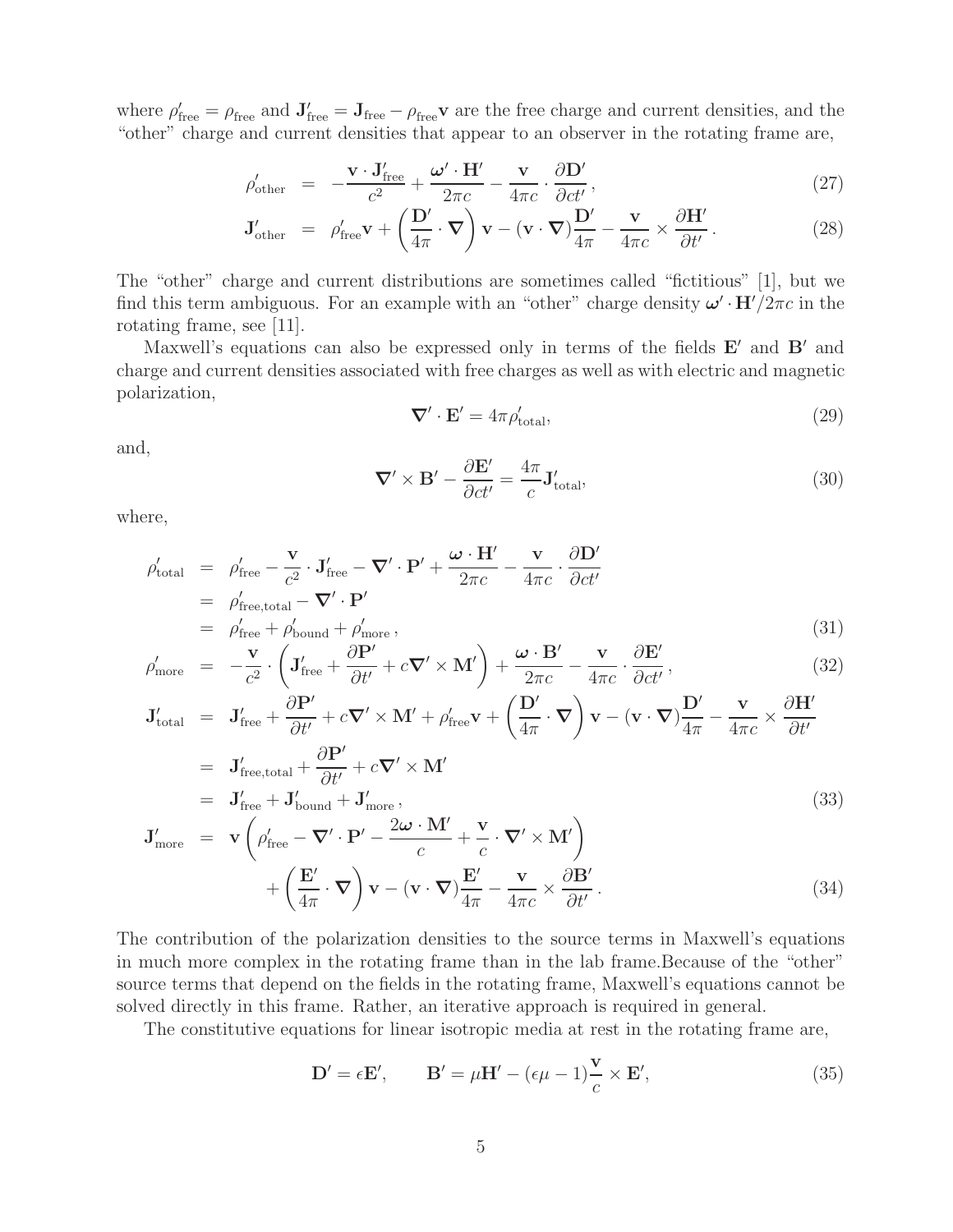where $\rho'_{\rm free} = \rho_{\rm free}$ and $\mathbf{J}'_{\rm free} = \mathbf{J}_{\rm free} - \rho_{\rm free}\mathbf{v}$ are the free charge and current densities, and the "other" charge and current densities that appear to an observer in the rotating frame are,

$$
\begin{aligned}
\rho'_{\rm other} &= -\frac{\mathbf{v}\cdot\mathbf{J}'_{\rm free}}{c^2} + \frac{\boldsymbol{\omega}'\cdot\mathbf{H}'}{2\pi c} - \frac{\mathbf{v}}{4\pi c}\cdot\frac{\partial \mathbf{D}'}{\partial c t'}\,, &(27)\\
\mathbf{J}'_{\rm other} &= \rho'_{\rm free}\mathbf{v} + \left(\frac{\mathbf{D}'}{4\pi}\cdot\boldsymbol{\nabla}\right)\mathbf{v} - (\mathbf{v}\cdot\boldsymbol{\nabla})\frac{\mathbf{D}'}{4\pi} - \frac{\mathbf{v}}{4\pi c}\times\frac{\partial \mathbf{H}'}{\partial t'}\,. &(28)
\end{aligned}
$$

The "other" charge and current distributions are sometimes called "fictitious" [1], but we find this term ambiguous. For an example with an "other" charge density $\boldsymbol{\omega}'\cdot\mathbf{H}'/2\pi c$ in the rotating frame, see [11].

Maxwell's equations can also be expressed only in terms of the fields $\mathbf{E}'$ and $\mathbf{B}'$ and charge and current densities associated with free charges as well as with electric and magnetic polarization,

$$
\boldsymbol{\nabla}'\cdot\mathbf{E}' = 4\pi\rho'_{\rm total}, \tag{29}
$$

and,

$$
\boldsymbol{\nabla}'\times\mathbf{B}' - \frac{\partial \mathbf{E}'}{\partial c t'} = \frac{4\pi}{c}\mathbf{J}'_{\rm total}, \tag{30}
$$

where,

$$
\begin{aligned}
\rho'_{\rm total} &= \rho'_{\rm free} - \frac{\mathbf{v}}{c^2}\cdot\mathbf{J}'_{\rm free} - \boldsymbol{\nabla}'\cdot\mathbf{P}' + \frac{\boldsymbol{\omega}\cdot\mathbf{H}'}{2\pi c} - \frac{\mathbf{v}}{4\pi c}\cdot\frac{\partial \mathbf{D}'}{\partial c t'}\\
&= \rho'_{\rm free,total} - \boldsymbol{\nabla}'\cdot\mathbf{P}'\\
&= \rho'_{\rm free} + \rho'_{\rm bound} + \rho'_{\rm more}\,, &(31)\\
\rho'_{\rm more} &= -\frac{\mathbf{v}}{c^2}\cdot\left(\mathbf{J}'_{\rm free} + \frac{\partial \mathbf{P}'}{\partial t'} + c\boldsymbol{\nabla}'\times\mathbf{M}'\right) + \frac{\boldsymbol{\omega}\cdot\mathbf{B}'}{2\pi c} - \frac{\mathbf{v}}{4\pi c}\cdot\frac{\partial \mathbf{E}'}{\partial c t'}\,, &(32)\\
\mathbf{J}'_{\rm total} &= \mathbf{J}'_{\rm free} + \frac{\partial \mathbf{P}'}{\partial t'} + c\boldsymbol{\nabla}'\times\mathbf{M}' + \rho'_{\rm free}\mathbf{v} + \left(\frac{\mathbf{D}'}{4\pi}\cdot\boldsymbol{\nabla}\right)\mathbf{v} - (\mathbf{v}\cdot\boldsymbol{\nabla})\frac{\mathbf{D}'}{4\pi} - \frac{\mathbf{v}}{4\pi c}\times\frac{\partial \mathbf{H}'}{\partial t'}\\
&= \mathbf{J}'_{\rm free,total} + \frac{\partial \mathbf{P}'}{\partial t'} + c\boldsymbol{\nabla}'\times\mathbf{M}'\\
&= \mathbf{J}'_{\rm free} + \mathbf{J}'_{\rm bound} + \mathbf{J}'_{\rm more}\,, &(33)\\
\mathbf{J}'_{\rm more} &= \mathbf{v}\left(\rho'_{\rm free} - \boldsymbol{\nabla}'\cdot\mathbf{P}' - \frac{2\boldsymbol{\omega}\cdot\mathbf{M}'}{c} + \frac{\mathbf{v}}{c}\cdot\boldsymbol{\nabla}'\times\mathbf{M}'\right)\\
&\quad + \left(\frac{\mathbf{E}'}{4\pi}\cdot\boldsymbol{\nabla}\right)\mathbf{v} - (\mathbf{v}\cdot\boldsymbol{\nabla})\frac{\mathbf{E}'}{4\pi} - \frac{\mathbf{v}}{4\pi c}\times\frac{\partial \mathbf{B}'}{\partial t'}\,. &(34)
\end{aligned}
$$

The contribution of the polarization densities to the source terms in Maxwell's equations in much more complex in the rotating frame than in the lab frame.Because of the "other" source terms that depend on the fields in the rotating frame, Maxwell's equations cannot be solved directly in this frame. Rather, an iterative approach is required in general.

The constitutive equations for linear isotropic media at rest in the rotating frame are,

$$
\mathbf{D}' = \epsilon\mathbf{E}', \qquad \mathbf{B}' = \mu\mathbf{H}' - (\epsilon\mu - 1)\frac{\mathbf{v}}{c}\times\mathbf{E}', \tag{35}
$$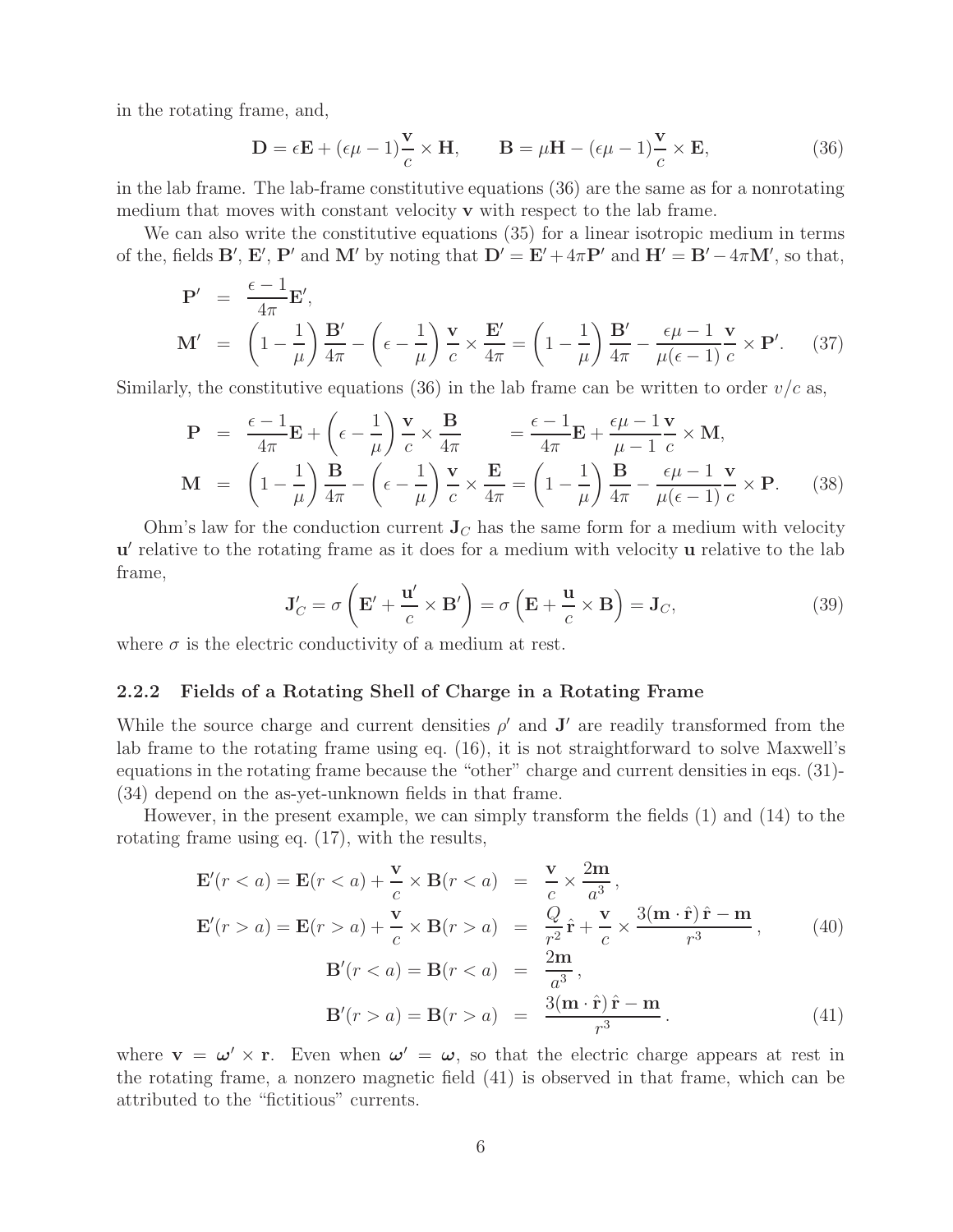in the rotating frame, and,

$$\mathbf{D} = \epsilon\mathbf{E} + (\epsilon\mu - 1)\frac{\mathbf{v}}{c} \times \mathbf{H}, \qquad \mathbf{B} = \mu\mathbf{H} - (\epsilon\mu - 1)\frac{\mathbf{v}}{c} \times \mathbf{E}, \tag{36}$$

in the lab frame. The lab-frame constitutive equations (36) are the same as for a nonrotating medium that moves with constant velocity $\mathbf{v}$ with respect to the lab frame.

We can also write the constitutive equations (35) for a linear isotropic medium in terms of the, fields $\mathbf{B}'$, $\mathbf{E}'$, $\mathbf{P}'$ and $\mathbf{M}'$ by noting that $\mathbf{D}' = \mathbf{E}' + 4\pi\mathbf{P}'$ and $\mathbf{H}' = \mathbf{B}' - 4\pi\mathbf{M}'$, so that,

$$\begin{aligned}
\mathbf{P}' &= \frac{\epsilon - 1}{4\pi}\mathbf{E}', \\
\mathbf{M}' &= \left(1 - \frac{1}{\mu}\right)\frac{\mathbf{B}'}{4\pi} - \left(\epsilon - \frac{1}{\mu}\right)\frac{\mathbf{v}}{c} \times \frac{\mathbf{E}'}{4\pi} = \left(1 - \frac{1}{\mu}\right)\frac{\mathbf{B}'}{4\pi} - \frac{\epsilon\mu - 1}{\mu(\epsilon - 1)}\frac{\mathbf{v}}{c} \times \mathbf{P}'.
\end{aligned} \tag{37}$$

Similarly, the constitutive equations (36) in the lab frame can be written to order $v/c$ as,

$$\begin{aligned}
\mathbf{P} &= \frac{\epsilon - 1}{4\pi}\mathbf{E} + \left(\epsilon - \frac{1}{\mu}\right)\frac{\mathbf{v}}{c} \times \frac{\mathbf{B}}{4\pi} \qquad = \frac{\epsilon - 1}{4\pi}\mathbf{E} + \frac{\epsilon\mu - 1}{\mu - 1}\frac{\mathbf{v}}{c} \times \mathbf{M}, \\
\mathbf{M} &= \left(1 - \frac{1}{\mu}\right)\frac{\mathbf{B}}{4\pi} - \left(\epsilon - \frac{1}{\mu}\right)\frac{\mathbf{v}}{c} \times \frac{\mathbf{E}}{4\pi} = \left(1 - \frac{1}{\mu}\right)\frac{\mathbf{B}}{4\pi} - \frac{\epsilon\mu - 1}{\mu(\epsilon - 1)}\frac{\mathbf{v}}{c} \times \mathbf{P}.
\end{aligned} \tag{38}$$

Ohm's law for the conduction current $\mathbf{J}_C$ has the same form for a medium with velocity $\mathbf{u}'$ relative to the rotating frame as it does for a medium with velocity $\mathbf{u}$ relative to the lab frame,

$$\mathbf{J}'_C = \sigma\left(\mathbf{E}' + \frac{\mathbf{u}'}{c} \times \mathbf{B}'\right) = \sigma\left(\mathbf{E} + \frac{\mathbf{u}}{c} \times \mathbf{B}\right) = \mathbf{J}_C, \tag{39}$$

where $\sigma$ is the electric conductivity of a medium at rest.

### 2.2.2 Fields of a Rotating Shell of Charge in a Rotating Frame

While the source charge and current densities $\rho'$ and $\mathbf{J}'$ are readily transformed from the lab frame to the rotating frame using eq. (16), it is not straightforward to solve Maxwell's equations in the rotating frame because the "other" charge and current densities in eqs. (31)-(34) depend on the as-yet-unknown fields in that frame.

However, in the present example, we can simply transform the fields (1) and (14) to the rotating frame using eq. (17), with the results,

$$\begin{aligned}
\mathbf{E}'(r < a) = \mathbf{E}(r < a) + \frac{\mathbf{v}}{c} \times \mathbf{B}(r < a) &= \frac{\mathbf{v}}{c} \times \frac{2\mathbf{m}}{a^3}, \\
\mathbf{E}'(r > a) = \mathbf{E}(r > a) + \frac{\mathbf{v}}{c} \times \mathbf{B}(r > a) &= \frac{Q}{r^2}\hat{\mathbf{r}} + \frac{\mathbf{v}}{c} \times \frac{3(\mathbf{m} \cdot \hat{\mathbf{r}})\,\hat{\mathbf{r}} - \mathbf{m}}{r^3},
\end{aligned} \tag{40}$$

$$\begin{aligned}
\mathbf{B}'(r < a) = \mathbf{B}(r < a) &= \frac{2\mathbf{m}}{a^3}, \\
\mathbf{B}'(r > a) = \mathbf{B}(r > a) &= \frac{3(\mathbf{m} \cdot \hat{\mathbf{r}})\,\hat{\mathbf{r}} - \mathbf{m}}{r^3}.
\end{aligned} \tag{41}$$

where $\mathbf{v} = \boldsymbol{\omega}' \times \mathbf{r}$. Even when $\boldsymbol{\omega}' = \boldsymbol{\omega}$, so that the electric charge appears at rest in the rotating frame, a nonzero magnetic field (41) is observed in that frame, which can be attributed to the "fictitious" currents.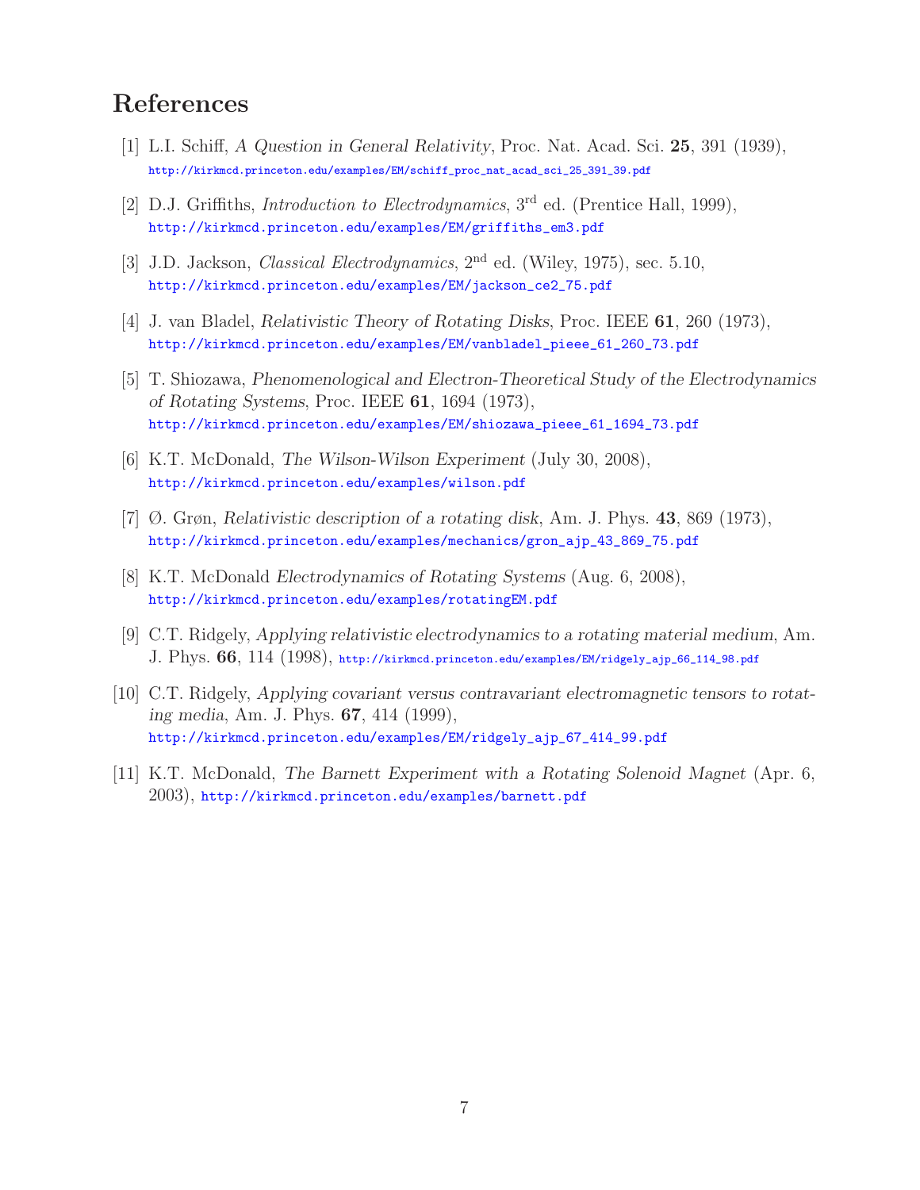# References

[1] L.I. Schiff, *A Question in General Relativity*, Proc. Nat. Acad. Sci. **25**, 391 (1939), http://kirkmcd.princeton.edu/examples/EM/schiff_proc_nat_acad_sci_25_391_39.pdf

[2] D.J. Griffiths, *Introduction to Electrodynamics*, 3rd ed. (Prentice Hall, 1999), http://kirkmcd.princeton.edu/examples/EM/griffiths_em3.pdf

[3] J.D. Jackson, *Classical Electrodynamics*, 2nd ed. (Wiley, 1975), sec. 5.10, http://kirkmcd.princeton.edu/examples/EM/jackson_ce2_75.pdf

[4] J. van Bladel, *Relativistic Theory of Rotating Disks*, Proc. IEEE **61**, 260 (1973), http://kirkmcd.princeton.edu/examples/EM/vanbladel_pieee_61_260_73.pdf

[5] T. Shiozawa, *Phenomenological and Electron-Theoretical Study of the Electrodynamics of Rotating Systems*, Proc. IEEE **61**, 1694 (1973), http://kirkmcd.princeton.edu/examples/EM/shiozawa_pieee_61_1694_73.pdf

[6] K.T. McDonald, *The Wilson-Wilson Experiment* (July 30, 2008), http://kirkmcd.princeton.edu/examples/wilson.pdf

[7] Ø. Grøn, *Relativistic description of a rotating disk*, Am. J. Phys. **43**, 869 (1973), http://kirkmcd.princeton.edu/examples/mechanics/gron_ajp_43_869_75.pdf

[8] K.T. McDonald *Electrodynamics of Rotating Systems* (Aug. 6, 2008), http://kirkmcd.princeton.edu/examples/rotatingEM.pdf

[9] C.T. Ridgely, *Applying relativistic electrodynamics to a rotating material medium*, Am. J. Phys. **66**, 114 (1998), http://kirkmcd.princeton.edu/examples/EM/ridgely_ajp_66_114_98.pdf

[10] C.T. Ridgely, *Applying covariant versus contravariant electromagnetic tensors to rotating media*, Am. J. Phys. **67**, 414 (1999), http://kirkmcd.princeton.edu/examples/EM/ridgely_ajp_67_414_99.pdf

[11] K.T. McDonald, *The Barnett Experiment with a Rotating Solenoid Magnet* (Apr. 6, 2003), http://kirkmcd.princeton.edu/examples/barnett.pdf